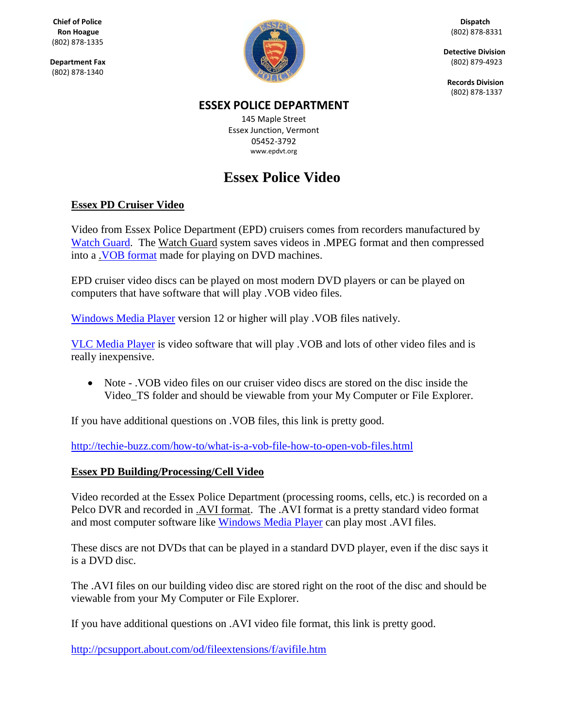**Chief of Police**
**Ron Hoague**
(802) 878-1335

**Department Fax**
(802) 878-1340

**Dispatch**
(802) 878-8331

**Detective Division**
(802) 879-4923

**Records Division**
(802) 878-1337

**ESSEX POLICE DEPARTMENT**

145 Maple Street
Essex Junction, Vermont
05452-3792
www.epdvt.org

# Essex Police Video

## Essex PD Cruiser Video

Video from Essex Police Department (EPD) cruisers comes from recorders manufactured by Watch Guard. The Watch Guard system saves videos in .MPEG format and then compressed into a .VOB format made for playing on DVD machines.

EPD cruiser video discs can be played on most modern DVD players or can be played on computers that have software that will play .VOB video files.

Windows Media Player version 12 or higher will play .VOB files natively.

VLC Media Player is video software that will play .VOB and lots of other video files and is really inexpensive.

- Note - .VOB video files on our cruiser video discs are stored on the disc inside the Video_TS folder and should be viewable from your My Computer or File Explorer.

If you have additional questions on .VOB files, this link is pretty good.

http://techie-buzz.com/how-to/what-is-a-vob-file-how-to-open-vob-files.html

## Essex PD Building/Processing/Cell Video

Video recorded at the Essex Police Department (processing rooms, cells, etc.) is recorded on a Pelco DVR and recorded in .AVI format. The .AVI format is a pretty standard video format and most computer software like Windows Media Player can play most .AVI files.

These discs are not DVDs that can be played in a standard DVD player, even if the disc says it is a DVD disc.

The .AVI files on our building video disc are stored right on the root of the disc and should be viewable from your My Computer or File Explorer.

If you have additional questions on .AVI video file format, this link is pretty good.

http://pcsupport.about.com/od/fileextensions/f/avifile.htm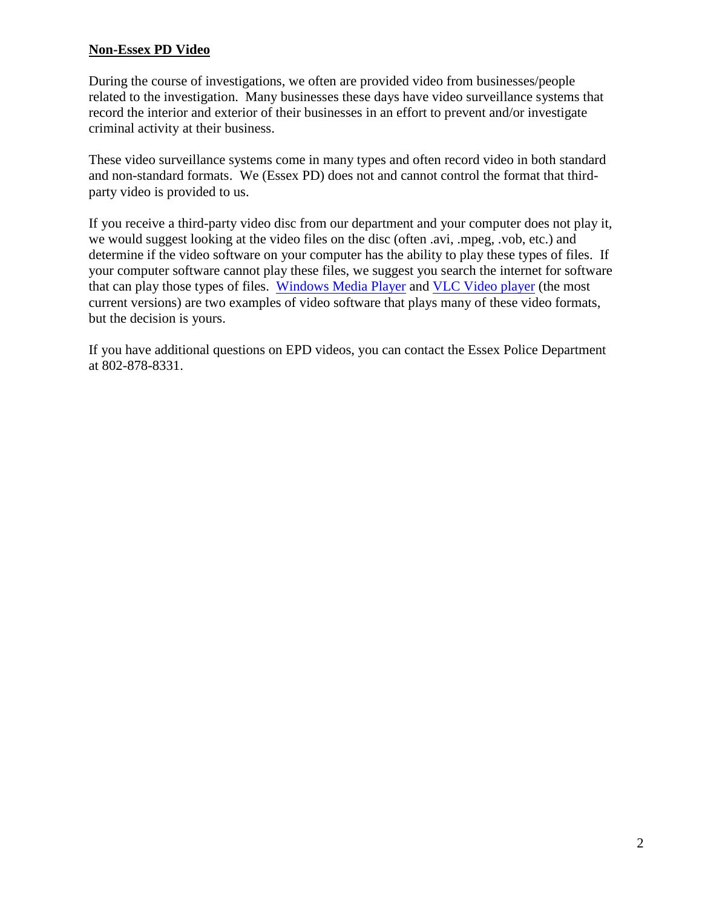**Non-Essex PD Video**

During the course of investigations, we often are provided video from businesses/people related to the investigation. Many businesses these days have video surveillance systems that record the interior and exterior of their businesses in an effort to prevent and/or investigate criminal activity at their business.

These video surveillance systems come in many types and often record video in both standard and non-standard formats. We (Essex PD) does not and cannot control the format that third-party video is provided to us.

If you receive a third-party video disc from our department and your computer does not play it, we would suggest looking at the video files on the disc (often .avi, .mpeg, .vob, etc.) and determine if the video software on your computer has the ability to play these types of files. If your computer software cannot play these files, we suggest you search the internet for software that can play those types of files. Windows Media Player and VLC Video player (the most current versions) are two examples of video software that plays many of these video formats, but the decision is yours.

If you have additional questions on EPD videos, you can contact the Essex Police Department at 802-878-8331.